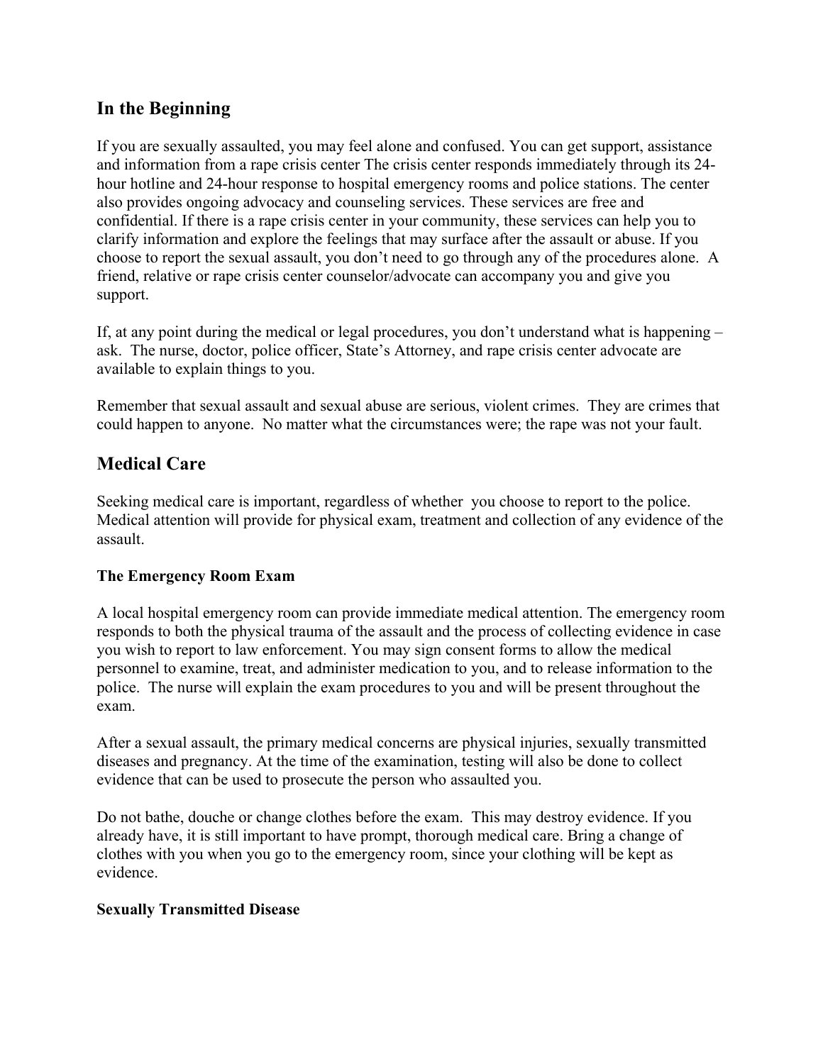## In the Beginning

If you are sexually assaulted, you may feel alone and confused. You can get support, assistance and information from a rape crisis center The crisis center responds immediately through its 24-hour hotline and 24-hour response to hospital emergency rooms and police stations. The center also provides ongoing advocacy and counseling services. These services are free and confidential. If there is a rape crisis center in your community, these services can help you to clarify information and explore the feelings that may surface after the assault or abuse. If you choose to report the sexual assault, you don't need to go through any of the procedures alone. A friend, relative or rape crisis center counselor/advocate can accompany you and give you support.

If, at any point during the medical or legal procedures, you don't understand what is happening – ask. The nurse, doctor, police officer, State's Attorney, and rape crisis center advocate are available to explain things to you.

Remember that sexual assault and sexual abuse are serious, violent crimes. They are crimes that could happen to anyone. No matter what the circumstances were; the rape was not your fault.

## Medical Care

Seeking medical care is important, regardless of whether you choose to report to the police. Medical attention will provide for physical exam, treatment and collection of any evidence of the assault.

### The Emergency Room Exam

A local hospital emergency room can provide immediate medical attention. The emergency room responds to both the physical trauma of the assault and the process of collecting evidence in case you wish to report to law enforcement. You may sign consent forms to allow the medical personnel to examine, treat, and administer medication to you, and to release information to the police. The nurse will explain the exam procedures to you and will be present throughout the exam.

After a sexual assault, the primary medical concerns are physical injuries, sexually transmitted diseases and pregnancy. At the time of the examination, testing will also be done to collect evidence that can be used to prosecute the person who assaulted you.

Do not bathe, douche or change clothes before the exam. This may destroy evidence. If you already have, it is still important to have prompt, thorough medical care. Bring a change of clothes with you when you go to the emergency room, since your clothing will be kept as evidence.

### Sexually Transmitted Disease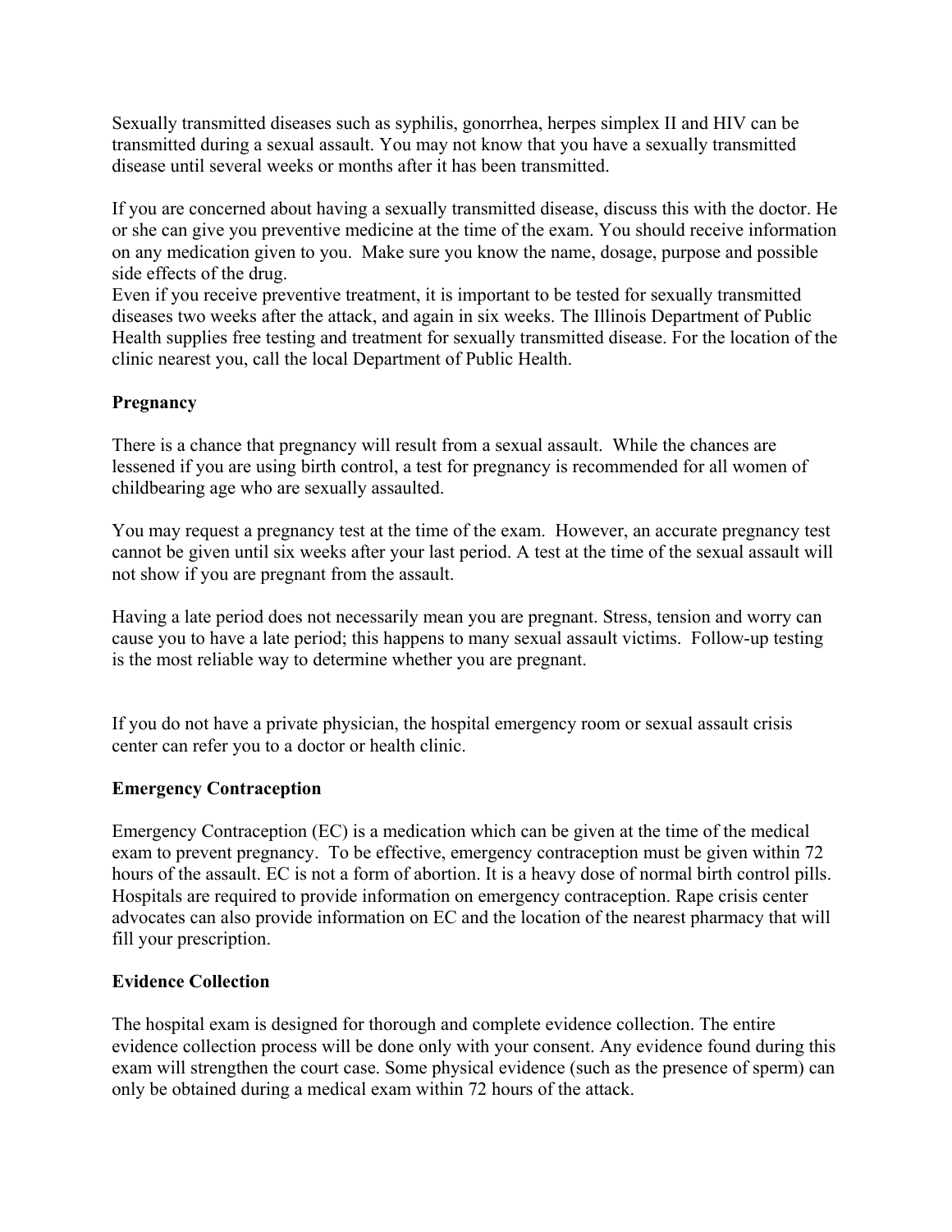Sexually transmitted diseases such as syphilis, gonorrhea, herpes simplex II and HIV can be transmitted during a sexual assault. You may not know that you have a sexually transmitted disease until several weeks or months after it has been transmitted.

If you are concerned about having a sexually transmitted disease, discuss this with the doctor. He or she can give you preventive medicine at the time of the exam. You should receive information on any medication given to you. Make sure you know the name, dosage, purpose and possible side effects of the drug.
Even if you receive preventive treatment, it is important to be tested for sexually transmitted diseases two weeks after the attack, and again in six weeks. The Illinois Department of Public Health supplies free testing and treatment for sexually transmitted disease. For the location of the clinic nearest you, call the local Department of Public Health.

**Pregnancy**

There is a chance that pregnancy will result from a sexual assault. While the chances are lessened if you are using birth control, a test for pregnancy is recommended for all women of childbearing age who are sexually assaulted.

You may request a pregnancy test at the time of the exam. However, an accurate pregnancy test cannot be given until six weeks after your last period. A test at the time of the sexual assault will not show if you are pregnant from the assault.

Having a late period does not necessarily mean you are pregnant. Stress, tension and worry can cause you to have a late period; this happens to many sexual assault victims. Follow-up testing is the most reliable way to determine whether you are pregnant.

If you do not have a private physician, the hospital emergency room or sexual assault crisis center can refer you to a doctor or health clinic.

**Emergency Contraception**

Emergency Contraception (EC) is a medication which can be given at the time of the medical exam to prevent pregnancy. To be effective, emergency contraception must be given within 72 hours of the assault. EC is not a form of abortion. It is a heavy dose of normal birth control pills. Hospitals are required to provide information on emergency contraception. Rape crisis center advocates can also provide information on EC and the location of the nearest pharmacy that will fill your prescription.

**Evidence Collection**

The hospital exam is designed for thorough and complete evidence collection. The entire evidence collection process will be done only with your consent. Any evidence found during this exam will strengthen the court case. Some physical evidence (such as the presence of sperm) can only be obtained during a medical exam within 72 hours of the attack.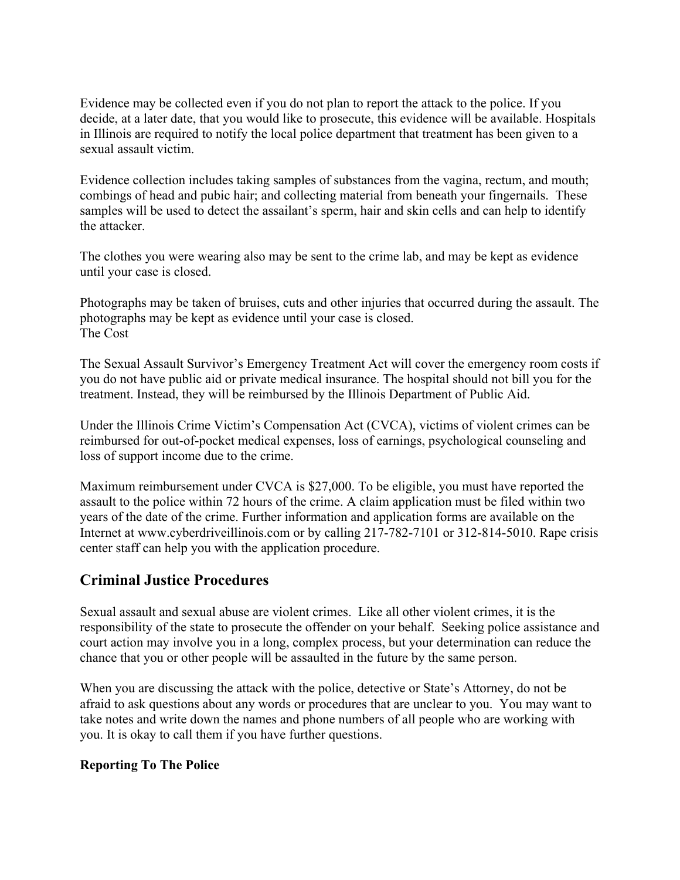Evidence may be collected even if you do not plan to report the attack to the police. If you decide, at a later date, that you would like to prosecute, this evidence will be available. Hospitals in Illinois are required to notify the local police department that treatment has been given to a sexual assault victim.

Evidence collection includes taking samples of substances from the vagina, rectum, and mouth; combings of head and pubic hair; and collecting material from beneath your fingernails. These samples will be used to detect the assailant's sperm, hair and skin cells and can help to identify the attacker.

The clothes you were wearing also may be sent to the crime lab, and may be kept as evidence until your case is closed.

Photographs may be taken of bruises, cuts and other injuries that occurred during the assault. The photographs may be kept as evidence until your case is closed.

The Cost

The Sexual Assault Survivor's Emergency Treatment Act will cover the emergency room costs if you do not have public aid or private medical insurance. The hospital should not bill you for the treatment. Instead, they will be reimbursed by the Illinois Department of Public Aid.

Under the Illinois Crime Victim's Compensation Act (CVCA), victims of violent crimes can be reimbursed for out-of-pocket medical expenses, loss of earnings, psychological counseling and loss of support income due to the crime.

Maximum reimbursement under CVCA is $27,000. To be eligible, you must have reported the assault to the police within 72 hours of the crime. A claim application must be filed within two years of the date of the crime. Further information and application forms are available on the Internet at www.cyberdriveillinois.com or by calling 217-782-7101 or 312-814-5010. Rape crisis center staff can help you with the application procedure.

## Criminal Justice Procedures

Sexual assault and sexual abuse are violent crimes. Like all other violent crimes, it is the responsibility of the state to prosecute the offender on your behalf. Seeking police assistance and court action may involve you in a long, complex process, but your determination can reduce the chance that you or other people will be assaulted in the future by the same person.

When you are discussing the attack with the police, detective or State's Attorney, do not be afraid to ask questions about any words or procedures that are unclear to you. You may want to take notes and write down the names and phone numbers of all people who are working with you. It is okay to call them if you have further questions.

### Reporting To The Police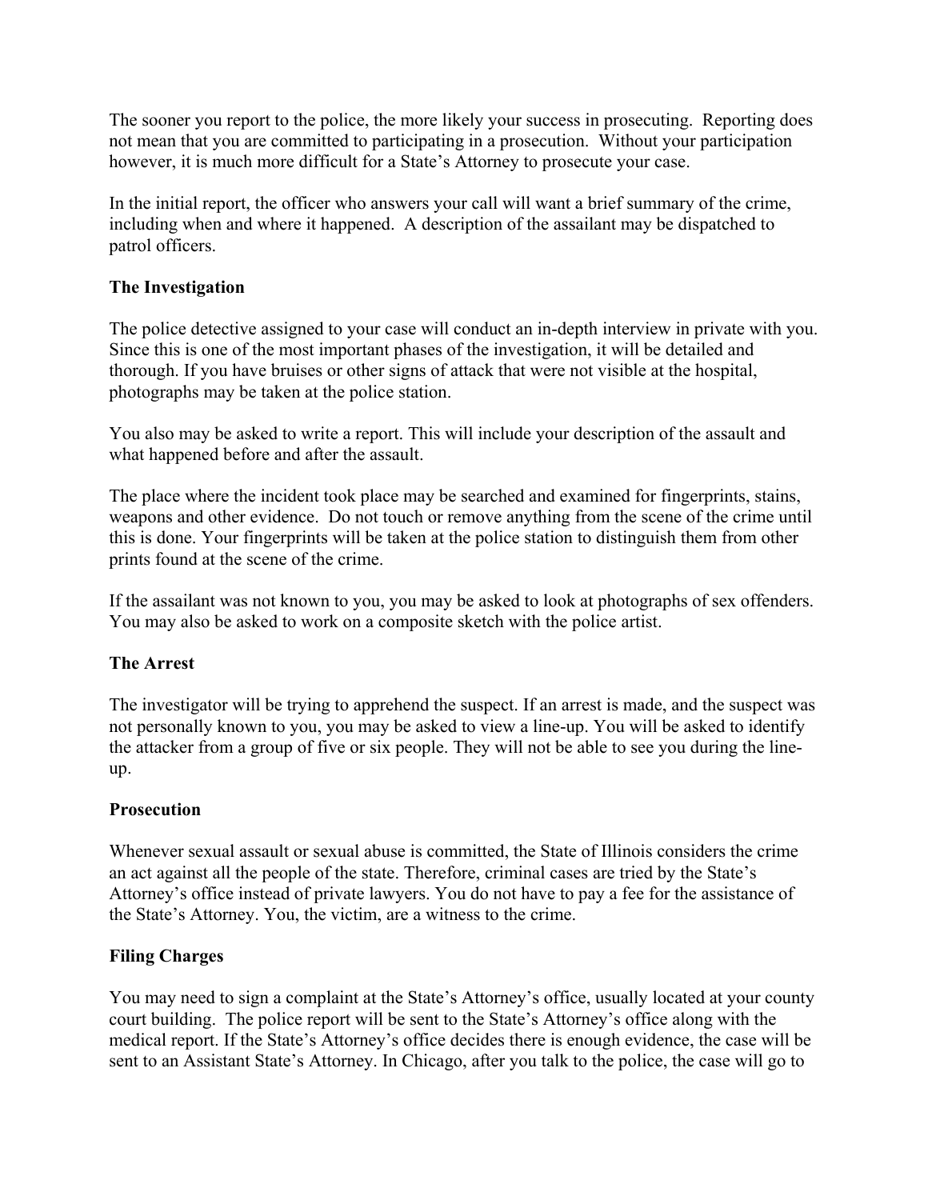The sooner you report to the police, the more likely your success in prosecuting. Reporting does not mean that you are committed to participating in a prosecution. Without your participation however, it is much more difficult for a State's Attorney to prosecute your case.

In the initial report, the officer who answers your call will want a brief summary of the crime, including when and where it happened. A description of the assailant may be dispatched to patrol officers.

**The Investigation**

The police detective assigned to your case will conduct an in-depth interview in private with you. Since this is one of the most important phases of the investigation, it will be detailed and thorough. If you have bruises or other signs of attack that were not visible at the hospital, photographs may be taken at the police station.

You also may be asked to write a report. This will include your description of the assault and what happened before and after the assault.

The place where the incident took place may be searched and examined for fingerprints, stains, weapons and other evidence. Do not touch or remove anything from the scene of the crime until this is done. Your fingerprints will be taken at the police station to distinguish them from other prints found at the scene of the crime.

If the assailant was not known to you, you may be asked to look at photographs of sex offenders. You may also be asked to work on a composite sketch with the police artist.

**The Arrest**

The investigator will be trying to apprehend the suspect. If an arrest is made, and the suspect was not personally known to you, you may be asked to view a line-up. You will be asked to identify the attacker from a group of five or six people. They will not be able to see you during the line-up.

**Prosecution**

Whenever sexual assault or sexual abuse is committed, the State of Illinois considers the crime an act against all the people of the state. Therefore, criminal cases are tried by the State's Attorney's office instead of private lawyers. You do not have to pay a fee for the assistance of the State's Attorney. You, the victim, are a witness to the crime.

**Filing Charges**

You may need to sign a complaint at the State's Attorney's office, usually located at your county court building. The police report will be sent to the State's Attorney's office along with the medical report. If the State's Attorney's office decides there is enough evidence, the case will be sent to an Assistant State's Attorney. In Chicago, after you talk to the police, the case will go to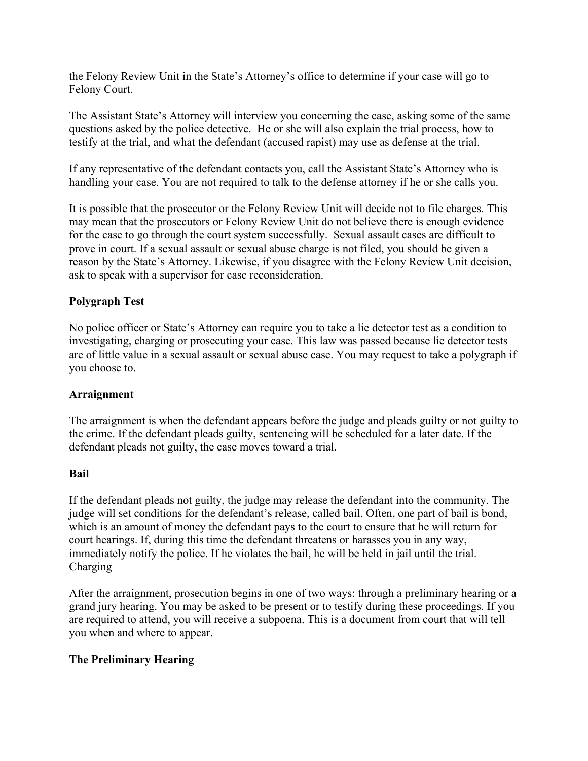the Felony Review Unit in the State's Attorney's office to determine if your case will go to Felony Court.

The Assistant State's Attorney will interview you concerning the case, asking some of the same questions asked by the police detective. He or she will also explain the trial process, how to testify at the trial, and what the defendant (accused rapist) may use as defense at the trial.

If any representative of the defendant contacts you, call the Assistant State's Attorney who is handling your case. You are not required to talk to the defense attorney if he or she calls you.

It is possible that the prosecutor or the Felony Review Unit will decide not to file charges. This may mean that the prosecutors or Felony Review Unit do not believe there is enough evidence for the case to go through the court system successfully. Sexual assault cases are difficult to prove in court. If a sexual assault or sexual abuse charge is not filed, you should be given a reason by the State's Attorney. Likewise, if you disagree with the Felony Review Unit decision, ask to speak with a supervisor for case reconsideration.

**Polygraph Test**

No police officer or State's Attorney can require you to take a lie detector test as a condition to investigating, charging or prosecuting your case. This law was passed because lie detector tests are of little value in a sexual assault or sexual abuse case. You may request to take a polygraph if you choose to.

**Arraignment**

The arraignment is when the defendant appears before the judge and pleads guilty or not guilty to the crime. If the defendant pleads guilty, sentencing will be scheduled for a later date. If the defendant pleads not guilty, the case moves toward a trial.

**Bail**

If the defendant pleads not guilty, the judge may release the defendant into the community. The judge will set conditions for the defendant's release, called bail. Often, one part of bail is bond, which is an amount of money the defendant pays to the court to ensure that he will return for court hearings. If, during this time the defendant threatens or harasses you in any way, immediately notify the police. If he violates the bail, he will be held in jail until the trial.
Charging

After the arraignment, prosecution begins in one of two ways: through a preliminary hearing or a grand jury hearing. You may be asked to be present or to testify during these proceedings. If you are required to attend, you will receive a subpoena. This is a document from court that will tell you when and where to appear.

**The Preliminary Hearing**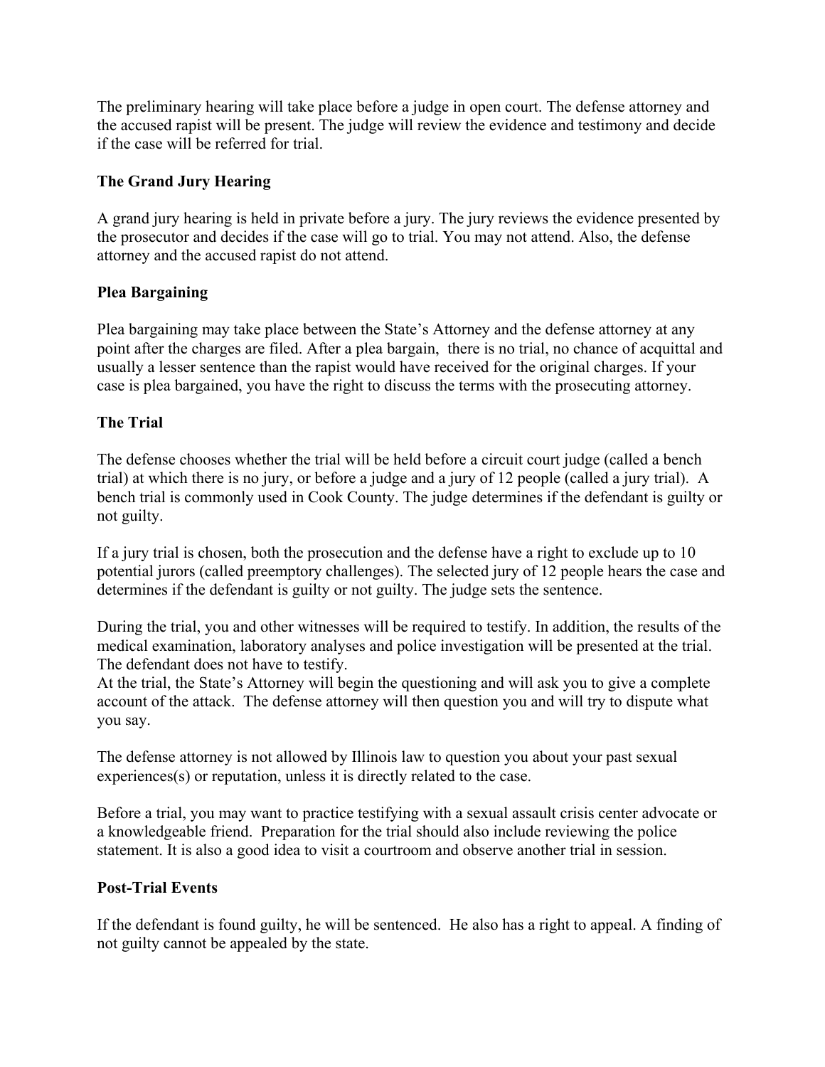The preliminary hearing will take place before a judge in open court. The defense attorney and the accused rapist will be present. The judge will review the evidence and testimony and decide if the case will be referred for trial.

### The Grand Jury Hearing

A grand jury hearing is held in private before a jury. The jury reviews the evidence presented by the prosecutor and decides if the case will go to trial. You may not attend. Also, the defense attorney and the accused rapist do not attend.

### Plea Bargaining

Plea bargaining may take place between the State's Attorney and the defense attorney at any point after the charges are filed. After a plea bargain, there is no trial, no chance of acquittal and usually a lesser sentence than the rapist would have received for the original charges. If your case is plea bargained, you have the right to discuss the terms with the prosecuting attorney.

### The Trial

The defense chooses whether the trial will be held before a circuit court judge (called a bench trial) at which there is no jury, or before a judge and a jury of 12 people (called a jury trial). A bench trial is commonly used in Cook County. The judge determines if the defendant is guilty or not guilty.

If a jury trial is chosen, both the prosecution and the defense have a right to exclude up to 10 potential jurors (called preemptory challenges). The selected jury of 12 people hears the case and determines if the defendant is guilty or not guilty. The judge sets the sentence.

During the trial, you and other witnesses will be required to testify. In addition, the results of the medical examination, laboratory analyses and police investigation will be presented at the trial. The defendant does not have to testify.
At the trial, the State's Attorney will begin the questioning and will ask you to give a complete account of the attack. The defense attorney will then question you and will try to dispute what you say.

The defense attorney is not allowed by Illinois law to question you about your past sexual experiences(s) or reputation, unless it is directly related to the case.

Before a trial, you may want to practice testifying with a sexual assault crisis center advocate or a knowledgeable friend. Preparation for the trial should also include reviewing the police statement. It is also a good idea to visit a courtroom and observe another trial in session.

### Post-Trial Events

If the defendant is found guilty, he will be sentenced. He also has a right to appeal. A finding of not guilty cannot be appealed by the state.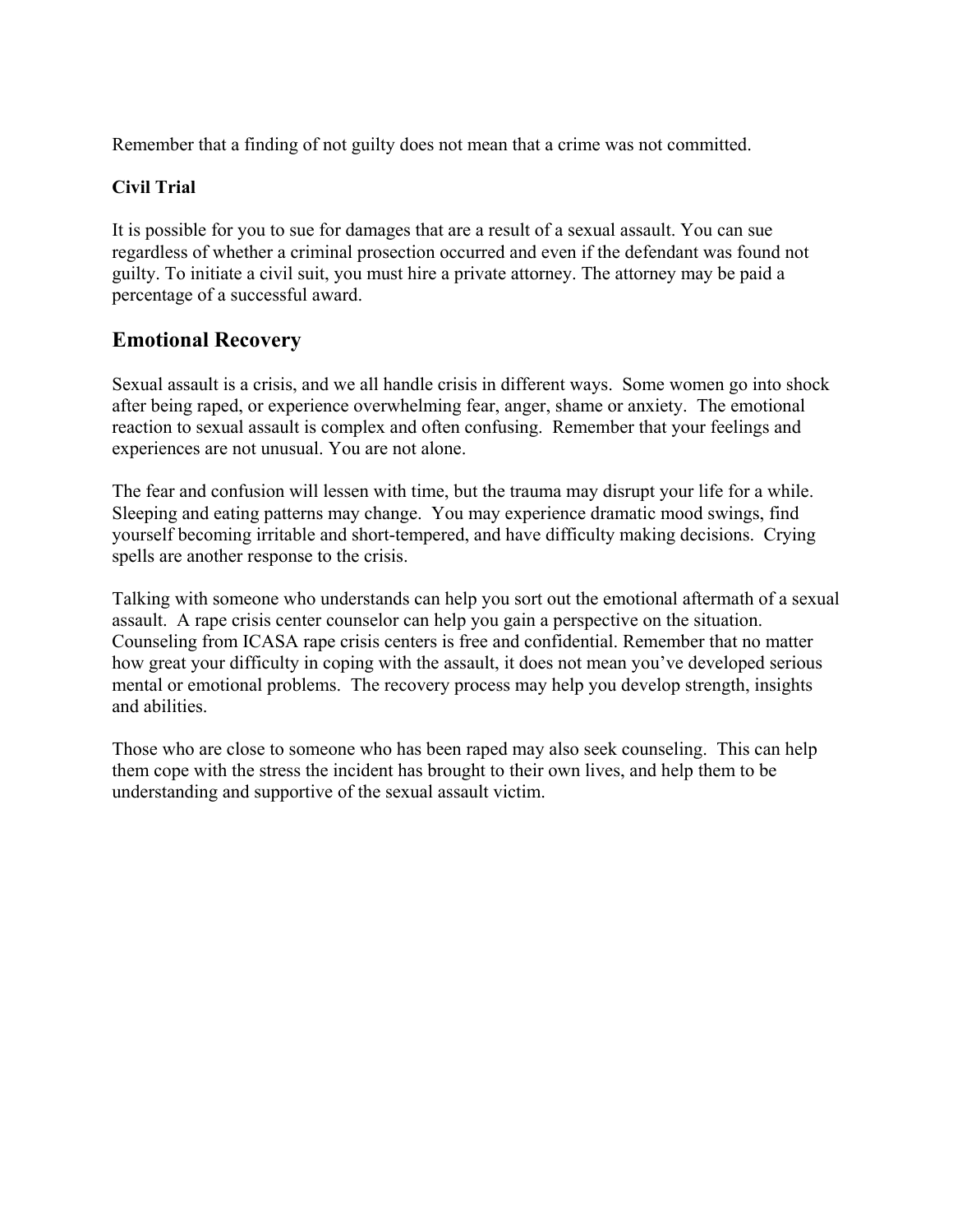Remember that a finding of not guilty does not mean that a crime was not committed.

**Civil Trial**

It is possible for you to sue for damages that are a result of a sexual assault. You can sue regardless of whether a criminal prosection occurred and even if the defendant was found not guilty. To initiate a civil suit, you must hire a private attorney. The attorney may be paid a percentage of a successful award.

## Emotional Recovery

Sexual assault is a crisis, and we all handle crisis in different ways. Some women go into shock after being raped, or experience overwhelming fear, anger, shame or anxiety. The emotional reaction to sexual assault is complex and often confusing. Remember that your feelings and experiences are not unusual. You are not alone.

The fear and confusion will lessen with time, but the trauma may disrupt your life for a while. Sleeping and eating patterns may change. You may experience dramatic mood swings, find yourself becoming irritable and short-tempered, and have difficulty making decisions. Crying spells are another response to the crisis.

Talking with someone who understands can help you sort out the emotional aftermath of a sexual assault. A rape crisis center counselor can help you gain a perspective on the situation. Counseling from ICASA rape crisis centers is free and confidential. Remember that no matter how great your difficulty in coping with the assault, it does not mean you've developed serious mental or emotional problems. The recovery process may help you develop strength, insights and abilities.

Those who are close to someone who has been raped may also seek counseling. This can help them cope with the stress the incident has brought to their own lives, and help them to be understanding and supportive of the sexual assault victim.